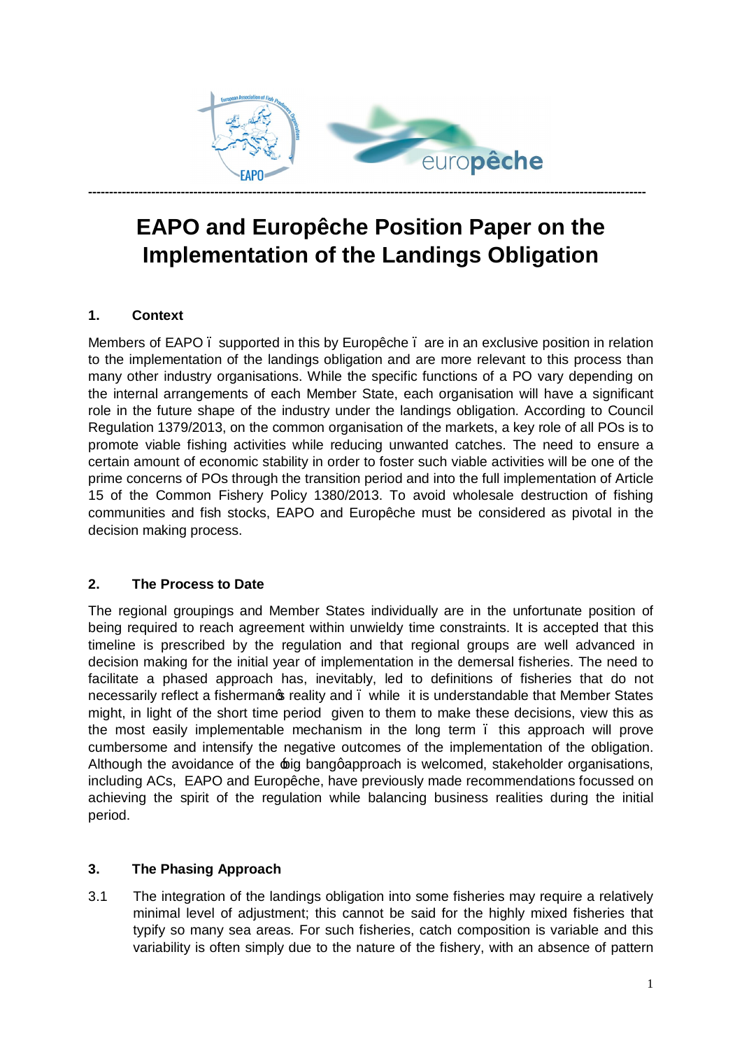# EAPO and Europêche Position Paper on the Implementation of the Landings Obligation

## 1. Context

Members of EAPO – supported in this by Europêche – are in an exclusive position in relation to the implementation of the landings obligation and are more relevant to this process than many other industry organisations. While the specific functions of a PO vary depending on the internal arrangements of each Member State, each organisation will have a significant role in the future shape of the industry under the landings obligation. According to Council Regulation 1379/2013, on the common organisation of the markets, a key role of all POs is to promote viable fishing activities while reducing unwanted catches. The need to ensure a certain amount of economic stability in order to foster such viable activities will be one of the prime concerns of POs through the transition period and into the full implementation of Article 15 of the Common Fishery Policy 1380/2013. To avoid wholesale destruction of fishing communities and fish stocks, EAPO and Europêche must be considered as pivotal in the decision making process.

## 2. The Process to Date

The regional groupings and Member States individually are in the unfortunate position of being required to reach agreement within unwieldy time constraints. It is accepted that this timeline is prescribed by the regulation and that regional groups are well advanced in decision making for the initial year of implementation in the demersal fisheries. The need to facilitate a phased approach has, inevitably, led to definitions of fisheries that do not necessarily reflect a fisherman's reality and – while it is understandable that Member States might, in light of the short time period given to them to make these decisions, view this as the most easily implementable mechanism in the long term – this approach will prove cumbersome and intensify the negative outcomes of the implementation of the obligation. Although the avoidance of the 'big bang' approach is welcomed, stakeholder organisations, including ACs, EAPO and Europêche, have previously made recommendations focussed on achieving the spirit of the regulation while balancing business realities during the initial period.

## 3. The Phasing Approach

3.1 The integration of the landings obligation into some fisheries may require a relatively minimal level of adjustment; this cannot be said for the highly mixed fisheries that typify so many sea areas. For such fisheries, catch composition is variable and this variability is often simply due to the nature of the fishery, with an absence of pattern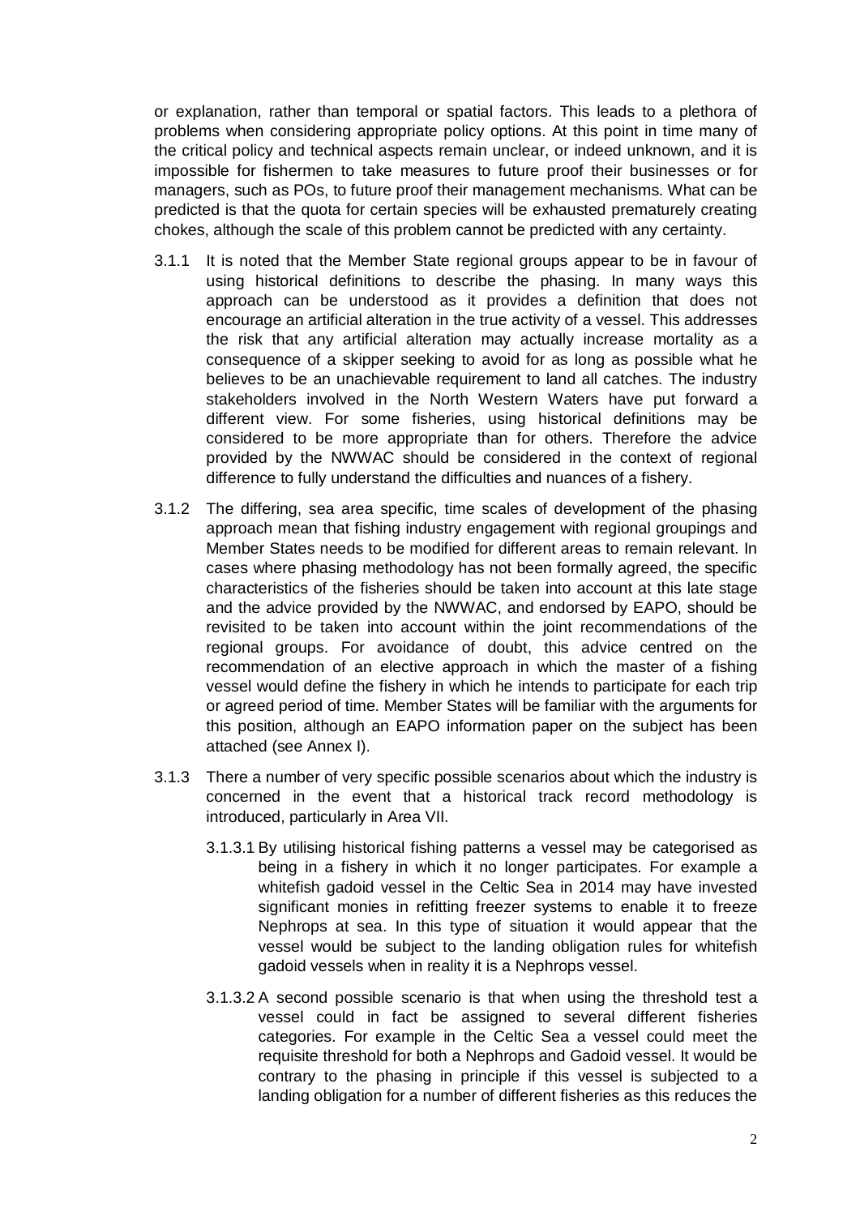or explanation, rather than temporal or spatial factors. This leads to a plethora of problems when considering appropriate policy options. At this point in time many of the critical policy and technical aspects remain unclear, or indeed unknown, and it is impossible for fishermen to take measures to future proof their businesses or for managers, such as POs, to future proof their management mechanisms. What can be predicted is that the quota for certain species will be exhausted prematurely creating chokes, although the scale of this problem cannot be predicted with any certainty.

3.1.1 It is noted that the Member State regional groups appear to be in favour of using historical definitions to describe the phasing. In many ways this approach can be understood as it provides a definition that does not encourage an artificial alteration in the true activity of a vessel. This addresses the risk that any artificial alteration may actually increase mortality as a consequence of a skipper seeking to avoid for as long as possible what he believes to be an unachievable requirement to land all catches. The industry stakeholders involved in the North Western Waters have put forward a different view. For some fisheries, using historical definitions may be considered to be more appropriate than for others. Therefore the advice provided by the NWWAC should be considered in the context of regional difference to fully understand the difficulties and nuances of a fishery.

3.1.2 The differing, sea area specific, time scales of development of the phasing approach mean that fishing industry engagement with regional groupings and Member States needs to be modified for different areas to remain relevant. In cases where phasing methodology has not been formally agreed, the specific characteristics of the fisheries should be taken into account at this late stage and the advice provided by the NWWAC, and endorsed by EAPO, should be revisited to be taken into account within the joint recommendations of the regional groups. For avoidance of doubt, this advice centred on the recommendation of an elective approach in which the master of a fishing vessel would define the fishery in which he intends to participate for each trip or agreed period of time. Member States will be familiar with the arguments for this position, although an EAPO information paper on the subject has been attached (see Annex I).

3.1.3 There a number of very specific possible scenarios about which the industry is concerned in the event that a historical track record methodology is introduced, particularly in Area VII.

3.1.3.1 By utilising historical fishing patterns a vessel may be categorised as being in a fishery in which it no longer participates. For example a whitefish gadoid vessel in the Celtic Sea in 2014 may have invested significant monies in refitting freezer systems to enable it to freeze Nephrops at sea. In this type of situation it would appear that the vessel would be subject to the landing obligation rules for whitefish gadoid vessels when in reality it is a Nephrops vessel.

3.1.3.2 A second possible scenario is that when using the threshold test a vessel could in fact be assigned to several different fisheries categories. For example in the Celtic Sea a vessel could meet the requisite threshold for both a Nephrops and Gadoid vessel. It would be contrary to the phasing in principle if this vessel is subjected to a landing obligation for a number of different fisheries as this reduces the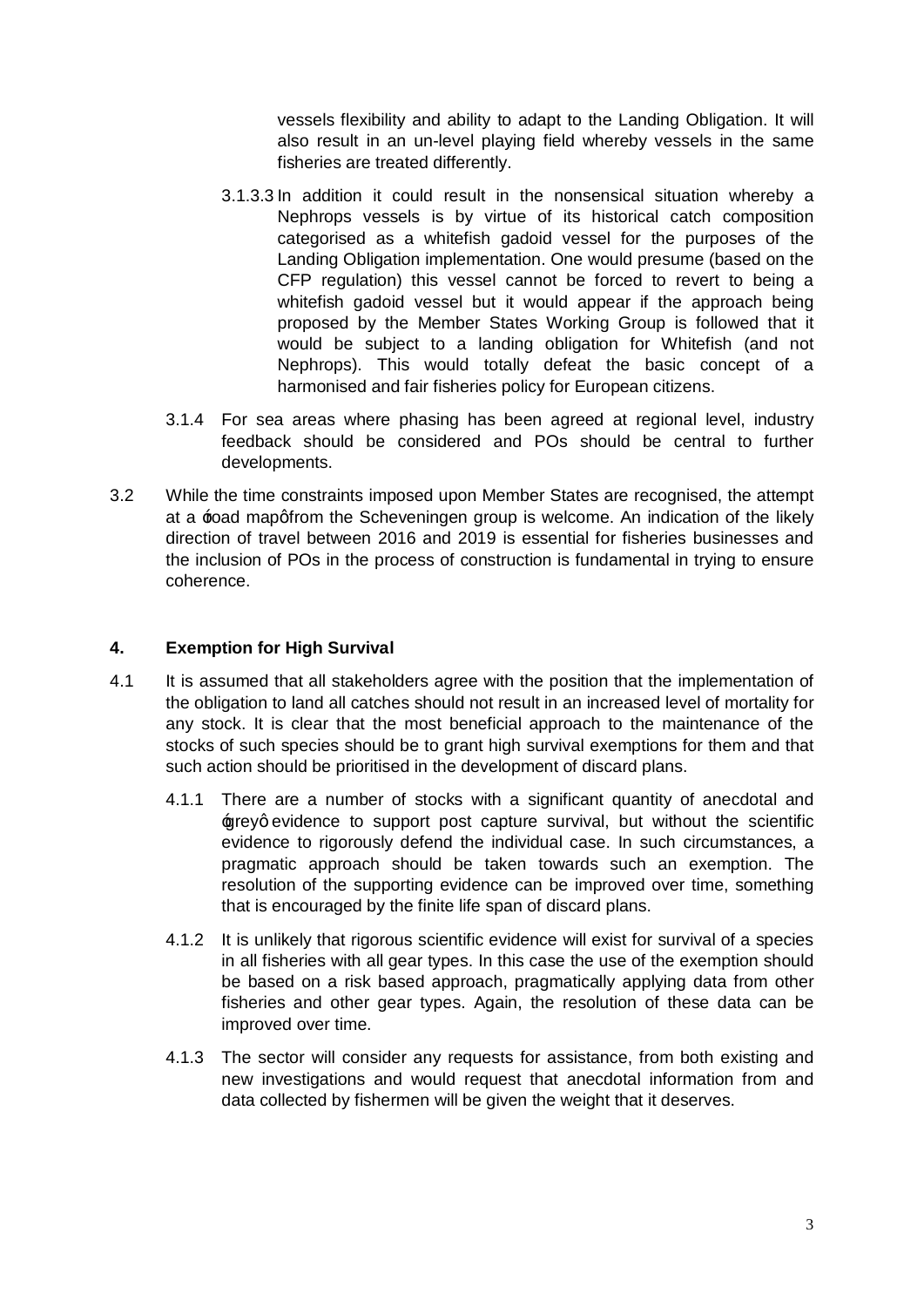vessels flexibility and ability to adapt to the Landing Obligation. It will also result in an un-level playing field whereby vessels in the same fisheries are treated differently.

3.1.3.3 In addition it could result in the nonsensical situation whereby a Nephrops vessels is by virtue of its historical catch composition categorised as a whitefish gadoid vessel for the purposes of the Landing Obligation implementation. One would presume (based on the CFP regulation) this vessel cannot be forced to revert to being a whitefish gadoid vessel but it would appear if the approach being proposed by the Member States Working Group is followed that it would be subject to a landing obligation for Whitefish (and not Nephrops). This would totally defeat the basic concept of a harmonised and fair fisheries policy for European citizens.

3.1.4 For sea areas where phasing has been agreed at regional level, industry feedback should be considered and POs should be central to further developments.

3.2 While the time constraints imposed upon Member States are recognised, the attempt at a 'road map' from the Scheveningen group is welcome. An indication of the likely direction of travel between 2016 and 2019 is essential for fisheries businesses and the inclusion of POs in the process of construction is fundamental in trying to ensure coherence.

## 4. Exemption for High Survival

4.1 It is assumed that all stakeholders agree with the position that the implementation of the obligation to land all catches should not result in an increased level of mortality for any stock. It is clear that the most beneficial approach to the maintenance of the stocks of such species should be to grant high survival exemptions for them and that such action should be prioritised in the development of discard plans.

4.1.1 There are a number of stocks with a significant quantity of anecdotal and 'grey' evidence to support post capture survival, but without the scientific evidence to rigorously defend the individual case. In such circumstances, a pragmatic approach should be taken towards such an exemption. The resolution of the supporting evidence can be improved over time, something that is encouraged by the finite life span of discard plans.

4.1.2 It is unlikely that rigorous scientific evidence will exist for survival of a species in all fisheries with all gear types. In this case the use of the exemption should be based on a risk based approach, pragmatically applying data from other fisheries and other gear types. Again, the resolution of these data can be improved over time.

4.1.3 The sector will consider any requests for assistance, from both existing and new investigations and would request that anecdotal information from and data collected by fishermen will be given the weight that it deserves.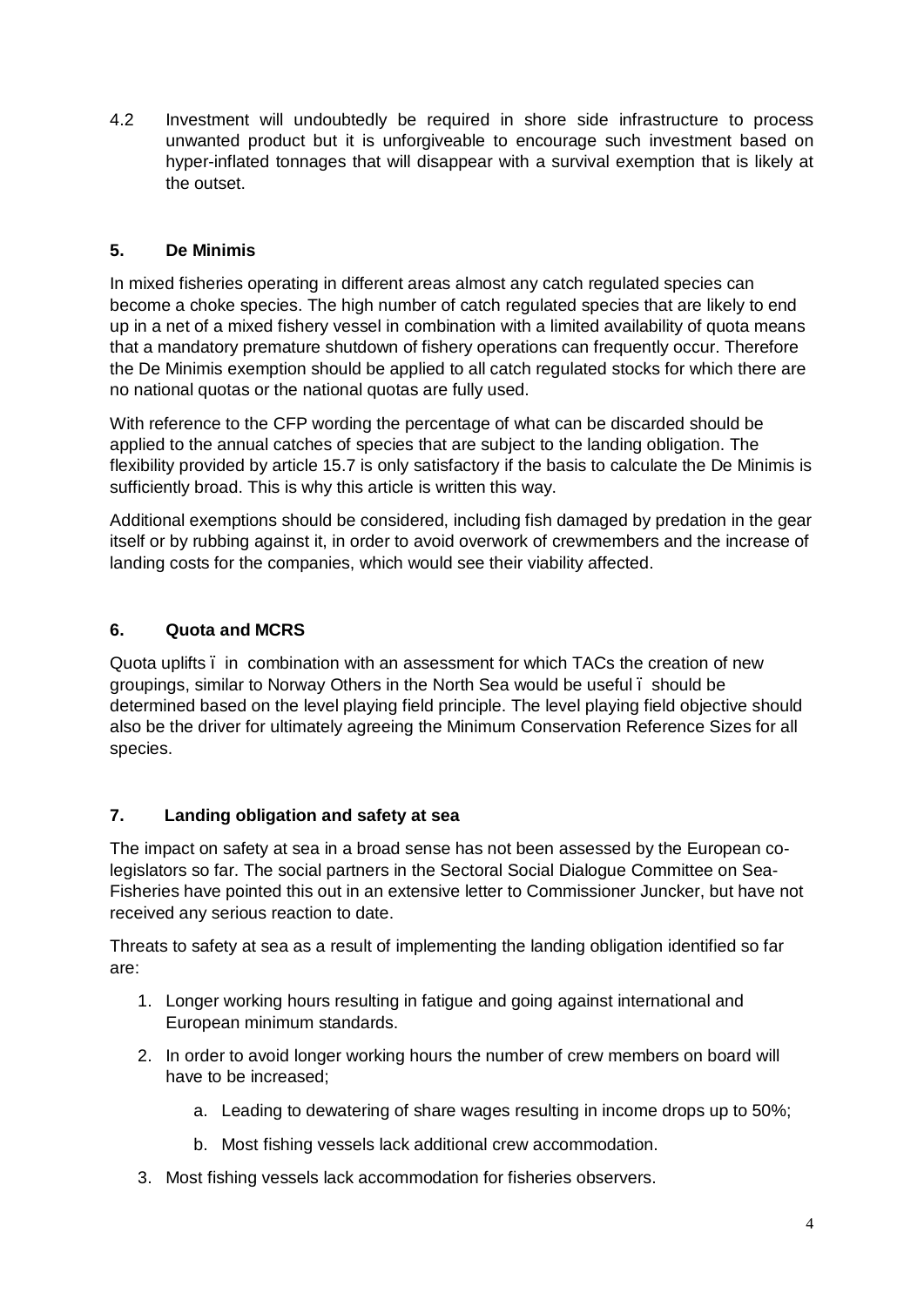4.2 Investment will undoubtedly be required in shore side infrastructure to process unwanted product but it is unforgiveable to encourage such investment based on hyper-inflated tonnages that will disappear with a survival exemption that is likely at the outset.

## 5. De Minimis

In mixed fisheries operating in different areas almost any catch regulated species can become a choke species. The high number of catch regulated species that are likely to end up in a net of a mixed fishery vessel in combination with a limited availability of quota means that a mandatory premature shutdown of fishery operations can frequently occur. Therefore the De Minimis exemption should be applied to all catch regulated stocks for which there are no national quotas or the national quotas are fully used.

With reference to the CFP wording the percentage of what can be discarded should be applied to the annual catches of species that are subject to the landing obligation. The flexibility provided by article 15.7 is only satisfactory if the basis to calculate the De Minimis is sufficiently broad. This is why this article is written this way.

Additional exemptions should be considered, including fish damaged by predation in the gear itself or by rubbing against it, in order to avoid overwork of crewmembers and the increase of landing costs for the companies, which would see their viability affected.

## 6. Quota and MCRS

Quota uplifts – in combination with an assessment for which TACs the creation of new groupings, similar to Norway Others in the North Sea would be useful – should be determined based on the level playing field principle. The level playing field objective should also be the driver for ultimately agreeing the Minimum Conservation Reference Sizes for all species.

## 7. Landing obligation and safety at sea

The impact on safety at sea in a broad sense has not been assessed by the European co-legislators so far. The social partners in the Sectoral Social Dialogue Committee on Sea-Fisheries have pointed this out in an extensive letter to Commissioner Juncker, but have not received any serious reaction to date.

Threats to safety at sea as a result of implementing the landing obligation identified so far are:

1. Longer working hours resulting in fatigue and going against international and European minimum standards.
2. In order to avoid longer working hours the number of crew members on board will have to be increased;
    a. Leading to dewatering of share wages resulting in income drops up to 50%;
    b. Most fishing vessels lack additional crew accommodation.
3. Most fishing vessels lack accommodation for fisheries observers.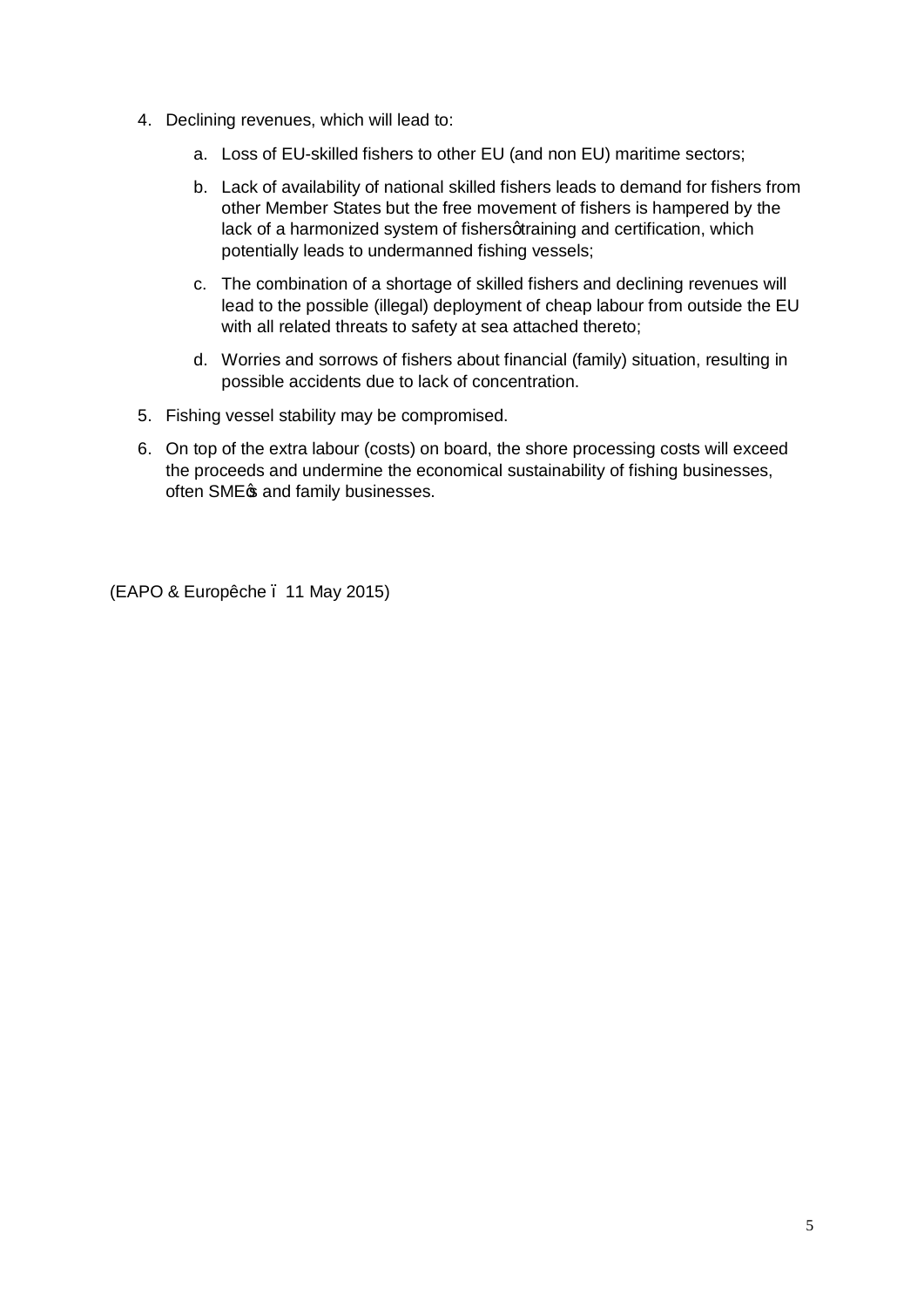4. Declining revenues, which will lead to:

    a. Loss of EU-skilled fishers to other EU (and non EU) maritime sectors;

    b. Lack of availability of national skilled fishers leads to demand for fishers from other Member States but the free movement of fishers is hampered by the lack of a harmonized system of fishers' training and certification, which potentially leads to undermanned fishing vessels;

    c. The combination of a shortage of skilled fishers and declining revenues will lead to the possible (illegal) deployment of cheap labour from outside the EU with all related threats to safety at sea attached thereto;

    d. Worries and sorrows of fishers about financial (family) situation, resulting in possible accidents due to lack of concentration.

5. Fishing vessel stability may be compromised.

6. On top of the extra labour (costs) on board, the shore processing costs will exceed the proceeds and undermine the economical sustainability of fishing businesses, often SME's and family businesses.

(EAPO & Europêche – 11 May 2015)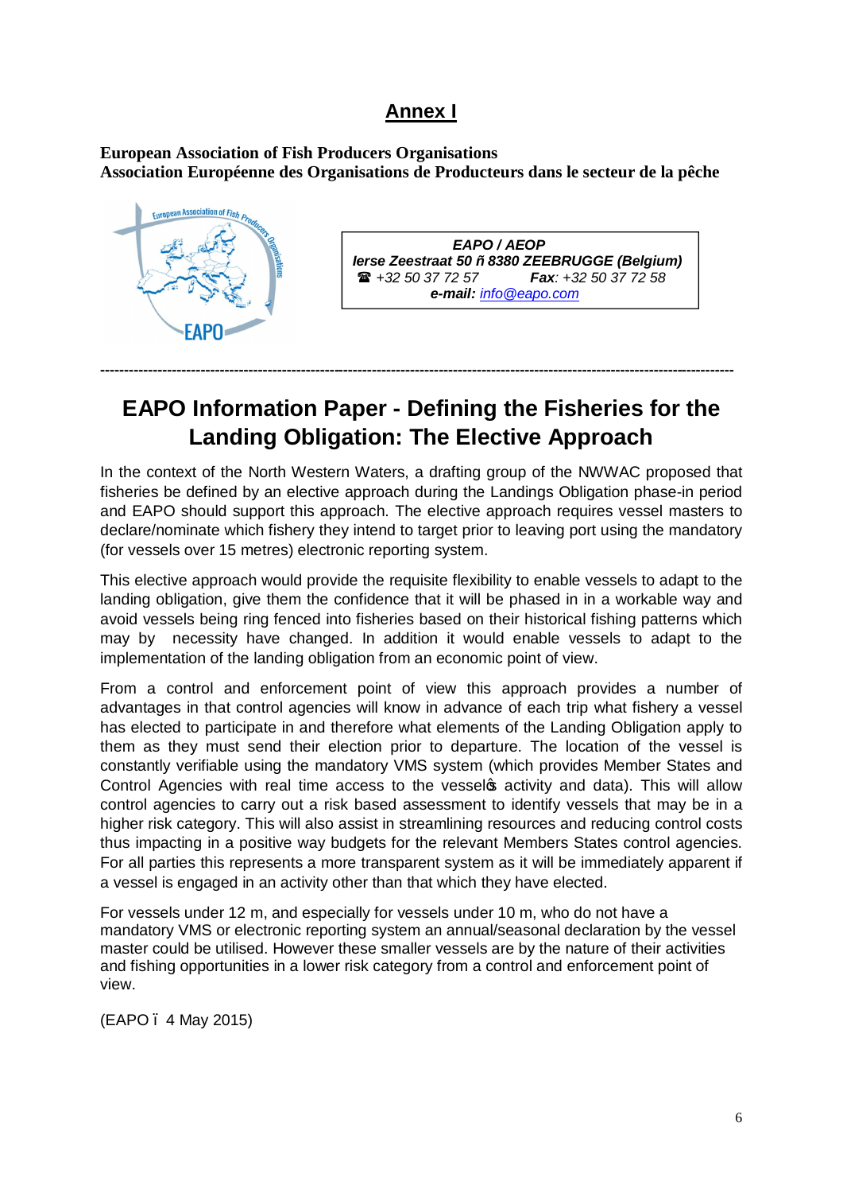## Annex I

**European Association of Fish Producers Organisations**
**Association Européenne des Organisations de Producteurs dans le secteur de la pêche**

| |
|---|
| ***EAPO / AEOP*** |
| ***Ierse Zeestraat 50 ñ 8380 ZEEBRUGGE (Belgium)*** |
| ☎ *+32 50 37 72 57* ***Fax****: +32 50 37 72 58* |
| ***e-mail:*** *info@eapo.com* |

---

# EAPO Information Paper - Defining the Fisheries for the Landing Obligation: The Elective Approach

In the context of the North Western Waters, a drafting group of the NWWAC proposed that fisheries be defined by an elective approach during the Landings Obligation phase-in period and EAPO should support this approach. The elective approach requires vessel masters to declare/nominate which fishery they intend to target prior to leaving port using the mandatory (for vessels over 15 metres) electronic reporting system.

This elective approach would provide the requisite flexibility to enable vessels to adapt to the landing obligation, give them the confidence that it will be phased in in a workable way and avoid vessels being ring fenced into fisheries based on their historical fishing patterns which may by necessity have changed. In addition it would enable vessels to adapt to the implementation of the landing obligation from an economic point of view.

From a control and enforcement point of view this approach provides a number of advantages in that control agencies will know in advance of each trip what fishery a vessel has elected to participate in and therefore what elements of the Landing Obligation apply to them as they must send their election prior to departure. The location of the vessel is constantly verifiable using the mandatory VMS system (which provides Member States and Control Agencies with real time access to the vesselés activity and data). This will allow control agencies to carry out a risk based assessment to identify vessels that may be in a higher risk category. This will also assist in streamlining resources and reducing control costs thus impacting in a positive way budgets for the relevant Members States control agencies. For all parties this represents a more transparent system as it will be immediately apparent if a vessel is engaged in an activity other than that which they have elected.

For vessels under 12 m, and especially for vessels under 10 m, who do not have a mandatory VMS or electronic reporting system an annual/seasonal declaration by the vessel master could be utilised. However these smaller vessels are by the nature of their activities and fishing opportunities in a lower risk category from a control and enforcement point of view.

(EAPO ï 4 May 2015)